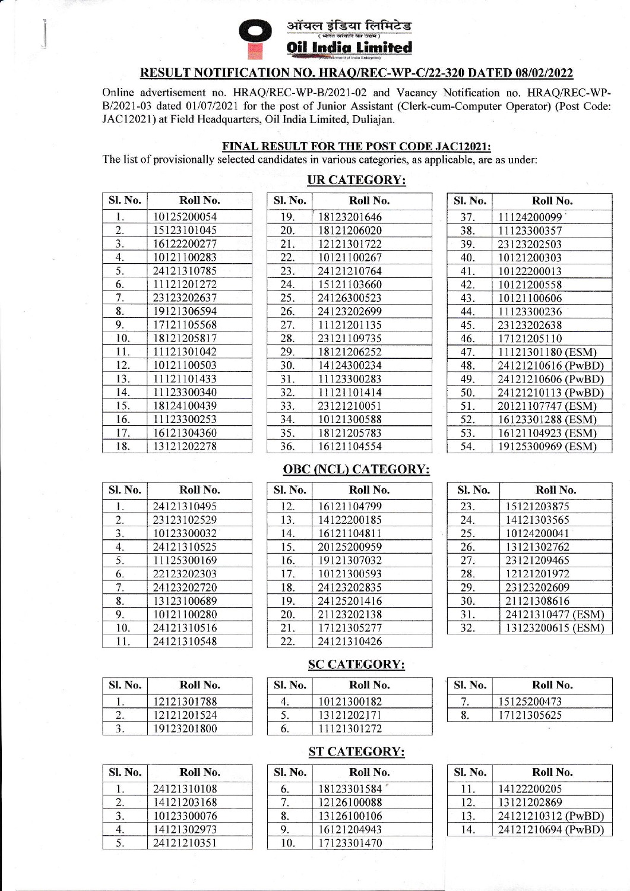ऑयल इंडिया लिमिटेड
(भारत सरकार का उद्यम)

**Oil India Limited**

(A Government of India Enterprise)

## RESULT NOTIFICATION NO. HRAQ/REC-WP-C/22-320 DATED 08/02/2022

Online advertisement no. HRAQ/REC-WP-B/2021-02 and Vacancy Notification no. HRAQ/REC-WP-B/2021-03 dated 01/07/2021 for the post of Junior Assistant (Clerk-cum-Computer Operator) (Post Code: JAC12021) at Field Headquarters, Oil India Limited, Duliajan.

### FINAL RESULT FOR THE POST CODE JAC12021:

The list of provisionally selected candidates in various categories, as applicable, are as under:

### UR CATEGORY:

| Sl. No. | Roll No. | Sl. No. | Roll No. | Sl. No. | Roll No. |
|---|---|---|---|---|---|
| 1. | 10125200054 | 19. | 18123201646 | 37. | 11124200099 |
| 2. | 15123101045 | 20. | 18121206020 | 38. | 11123300357 |
| 3. | 16122200277 | 21. | 12121301722 | 39. | 23123202503 |
| 4. | 10121100283 | 22. | 10121100267 | 40. | 10121200303 |
| 5. | 24121310785 | 23. | 24121210764 | 41. | 10122200013 |
| 6. | 11121201272 | 24. | 15121103660 | 42. | 10121200558 |
| 7. | 23123202637 | 25. | 24126300523 | 43. | 10121100606 |
| 8. | 19121306594 | 26. | 24123202699 | 44. | 11123300236 |
| 9. | 17121105568 | 27. | 11121201135 | 45. | 23123202638 |
| 10. | 18121205817 | 28. | 23121109735 | 46. | 17121205110 |
| 11. | 11121301042 | 29. | 18121206252 | 47. | 11121301180 (ESM) |
| 12. | 10121100503 | 30. | 14124300234 | 48. | 24121210616 (PwBD) |
| 13. | 11121101433 | 31. | 11123300283 | 49. | 24121210606 (PwBD) |
| 14. | 11123300340 | 32. | 11121101414 | 50. | 24121210113 (PwBD) |
| 15. | 18124100439 | 33. | 23121210051 | 51. | 20121107747 (ESM) |
| 16. | 11123300253 | 34. | 10121300588 | 52. | 16123301288 (ESM) |
| 17. | 16121304360 | 35. | 18121205783 | 53. | 16121104923 (ESM) |
| 18. | 13121202278 | 36. | 16121104554 | 54. | 19125300969 (ESM) |

### OBC (NCL) CATEGORY:

| Sl. No. | Roll No. | Sl. No. | Roll No. | Sl. No. | Roll No. |
|---|---|---|---|---|---|
| 1. | 24121310495 | 12. | 16121104799 | 23. | 15121203875 |
| 2. | 23123102529 | 13. | 14122200185 | 24. | 14121303565 |
| 3. | 10123300032 | 14. | 16121104811 | 25. | 10124200041 |
| 4. | 24121310525 | 15. | 20125200959 | 26. | 13121302762 |
| 5. | 11125300169 | 16. | 19121307032 | 27. | 23121209465 |
| 6. | 22123202303 | 17. | 10121300593 | 28. | 12121201972 |
| 7. | 24123202720 | 18. | 24123202835 | 29. | 23123202609 |
| 8. | 13123100689 | 19. | 24125201416 | 30. | 21121308616 |
| 9. | 10121100280 | 20. | 21123202138 | 31. | 24121310477 (ESM) |
| 10. | 24121310516 | 21. | 17121305277 | 32. | 13123200615 (ESM) |
| 11. | 24121310548 | 22. | 24121310426 | | |

### SC CATEGORY:

| Sl. No. | Roll No. | Sl. No. | Roll No. | Sl. No. | Roll No. |
|---|---|---|---|---|---|
| 1. | 12121301788 | 4. | 10121300182 | 7. | 15125200473 |
| 2. | 12121201524 | 5. | 13121202171 | 8. | 17121305625 |
| 3. | 19123201800 | 6. | 11121301272 | | |

### ST CATEGORY:

| Sl. No. | Roll No. | Sl. No. | Roll No. | Sl. No. | Roll No. |
|---|---|---|---|---|---|
| 1. | 24121310108 | 6. | 18123301584 | 11. | 14122200205 |
| 2. | 14121203168 | 7. | 12126100088 | 12. | 13121202869 |
| 3. | 10123300076 | 8. | 13126100106 | 13. | 24121210312 (PwBD) |
| 4. | 14121302973 | 9. | 16121204943 | 14. | 24121210694 (PwBD) |
| 5. | 24121210351 | 10. | 17123301470 | | |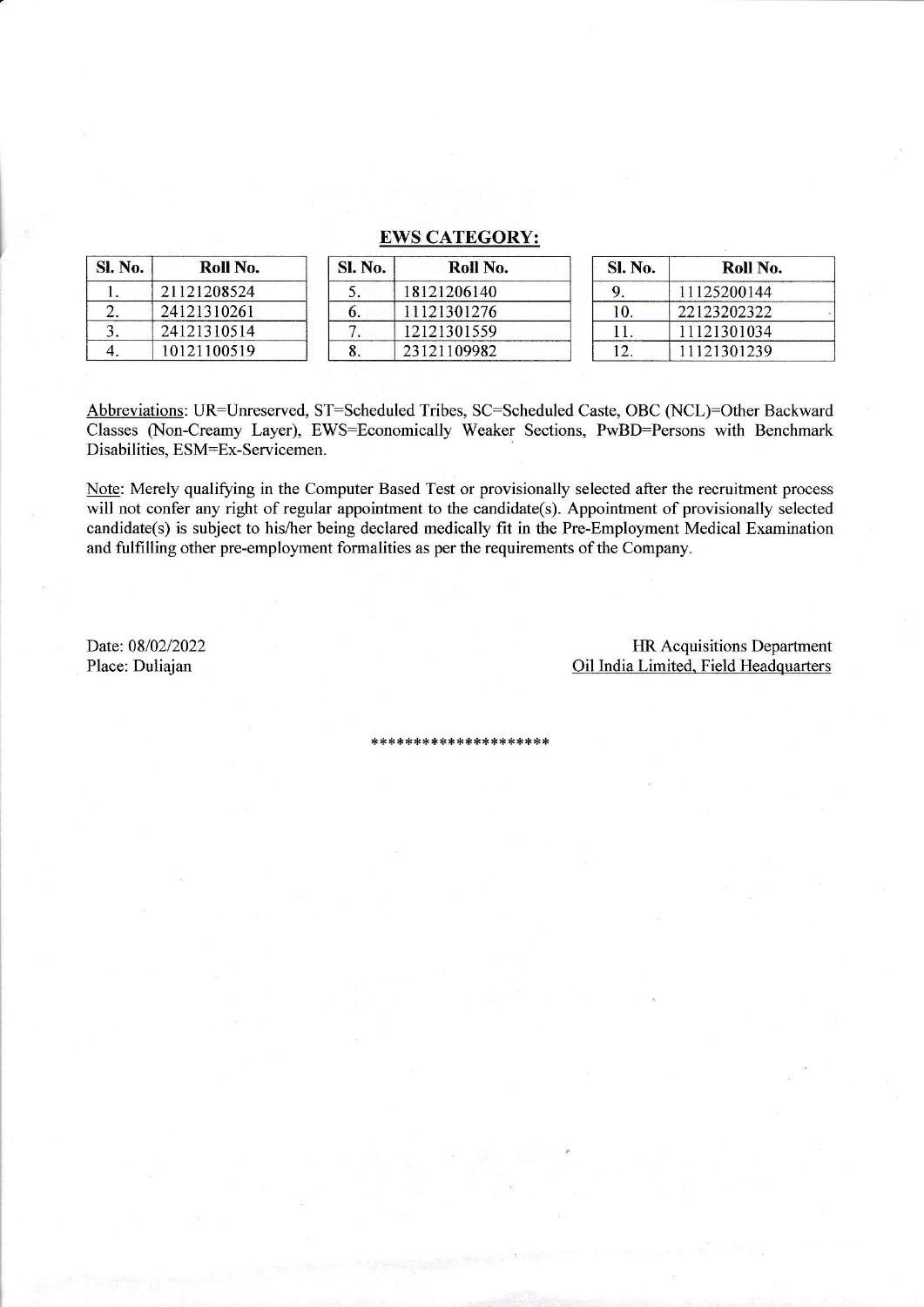## EWS CATEGORY:

| Sl. No. | Roll No. |
|---|---|
| 1. | 21121208524 |
| 2. | 24121310261 |
| 3. | 24121310514 |
| 4. | 10121100519 |

| Sl. No. | Roll No. |
|---|---|
| 5. | 18121206140 |
| 6. | 11121301276 |
| 7. | 12121301559 |
| 8. | 23121109982 |

| Sl. No. | Roll No. |
|---|---|
| 9. | 11125200144 |
| 10. | 22123202322 |
| 11. | 11121301034 |
| 12. | 11121301239 |

Abbreviations: UR=Unreserved, ST=Scheduled Tribes, SC=Scheduled Caste, OBC (NCL)=Other Backward Classes (Non-Creamy Layer), EWS=Economically Weaker Sections, PwBD=Persons with Benchmark Disabilities, ESM=Ex-Servicemen.

Note: Merely qualifying in the Computer Based Test or provisionally selected after the recruitment process will not confer any right of regular appointment to the candidate(s). Appointment of provisionally selected candidate(s) is subject to his/her being declared medically fit in the Pre-Employment Medical Examination and fulfilling other pre-employment formalities as per the requirements of the Company.

Date: 08/02/2022
Place: Duliajan

HR Acquisitions Department
Oil India Limited, Field Headquarters

*********************